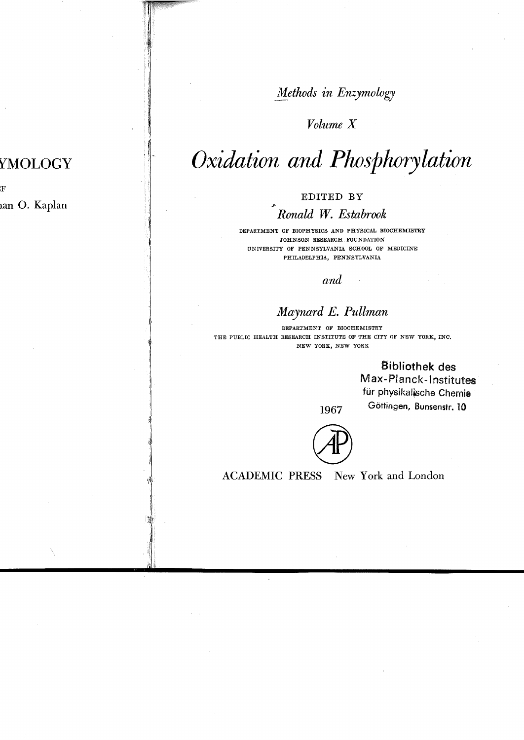*Methods in Enzymology*

*Volume X*

# *Oxidation and Phosphorylation*

EDITED BY

*Ronald W. Estabrook*

DEPARTMENT OF BIOPHYSICS AND PHYSICAL BIOCHEMISTRY
JOHNSON RESEARCH FOUNDATION
UNIVERSITY OF PENNSYLVANIA SCHOOL OF MEDICINE
PHILADELPHIA, PENNSYLVANIA

*and*

*Maynard E. Pullman*

DEPARTMENT OF BIOCHEMISTRY
THE PUBLIC HEALTH RESEARCH INSTITUTE OF THE CITY OF NEW YORK, INC.
NEW YORK, NEW YORK

Bibliothek des
Max-Planck-Institutes
für physikalische Chemie
Göttingen, Bunsenstr. 10

1967

ACADEMIC PRESS New York and London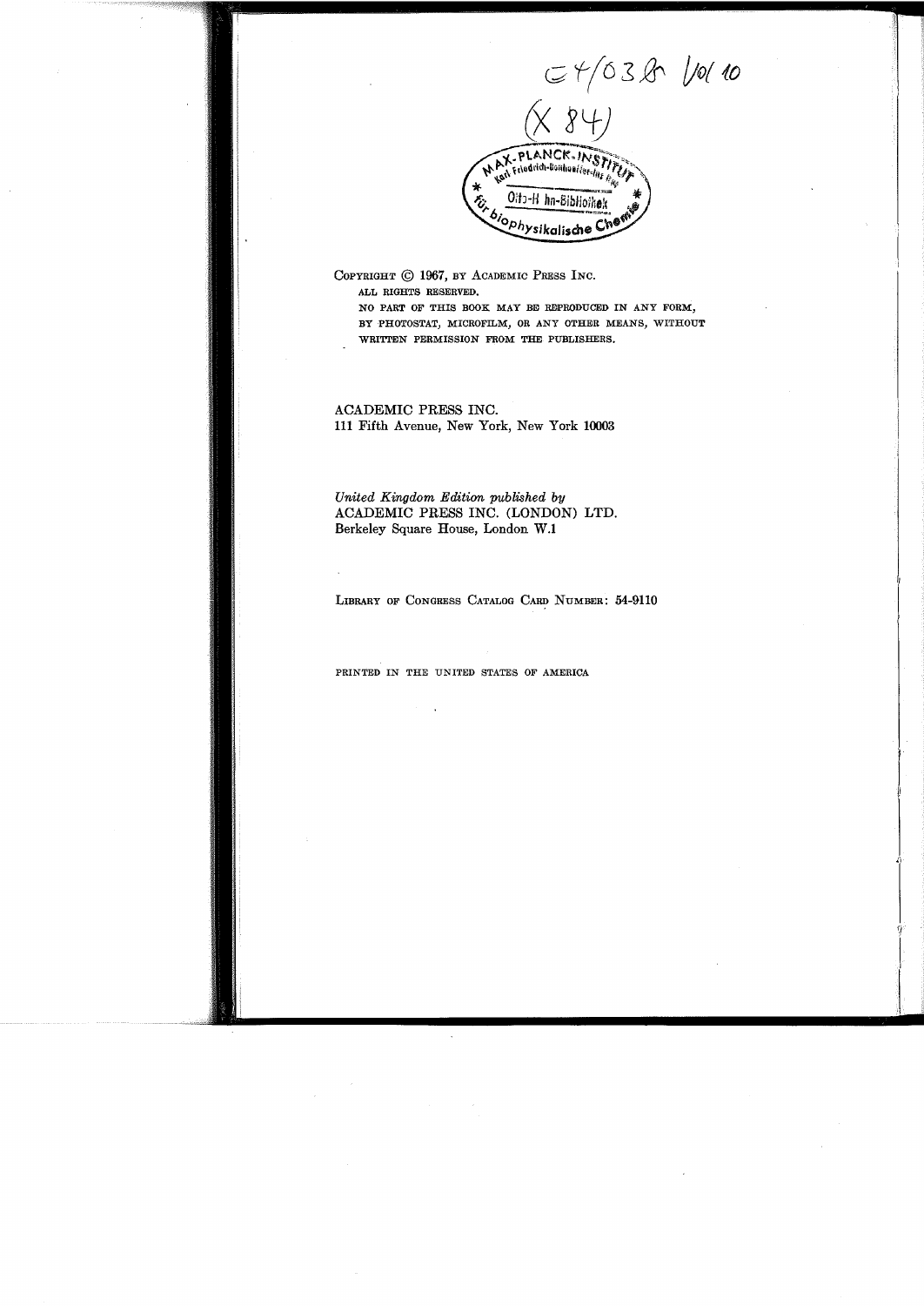E4/038 Vol 10

(X 84)

MAX-PLANCK-INSTITUT
Karl Friedrich-Bonhoeffer-Institut
Otto-Hahn-Bibliothek
für biophysikalische Chemie

COPYRIGHT © 1967, BY ACADEMIC PRESS INC.

ALL RIGHTS RESERVED.

NO PART OF THIS BOOK MAY BE REPRODUCED IN ANY FORM, BY PHOTOSTAT, MICROFILM, OR ANY OTHER MEANS, WITHOUT WRITTEN PERMISSION FROM THE PUBLISHERS.

ACADEMIC PRESS INC.
111 Fifth Avenue, New York, New York 10003

*United Kingdom Edition published by*
ACADEMIC PRESS INC. (LONDON) LTD.
Berkeley Square House, London W.1

LIBRARY OF CONGRESS CATALOG CARD NUMBER: 54-9110

PRINTED IN THE UNITED STATES OF AMERICA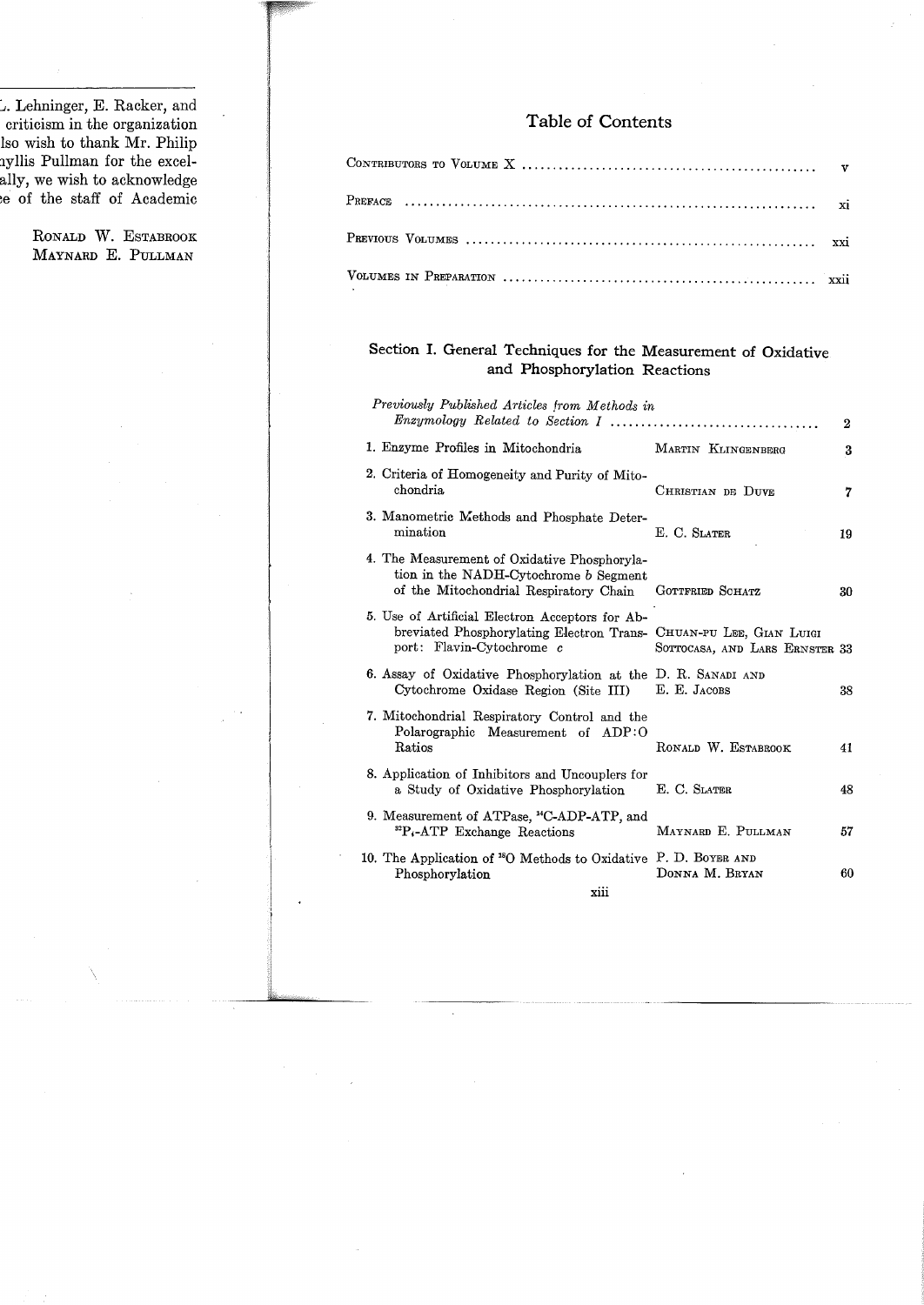L. Lehninger, E. Racker, and criticism in the organization lso wish to thank Mr. Philip hyllis Pullman for the excel- ally, we wish to acknowledge e of the staff of Academic

RONALD W. ESTABROOK
MAYNARD E. PULLMAN

# Table of Contents

| | |
|---|---|
| CONTRIBUTORS TO VOLUME X | v |
| PREFACE | xi |
| PREVIOUS VOLUMES | xxi |
| VOLUMES IN PREPARATION | xxii |

## Section I. General Techniques for the Measurement of Oxidative and Phosphorylation Reactions

| | | |
|---|---|---|
| *Previously Published Articles from Methods in Enzymology Related to Section I* | | 2 |
| 1. Enzyme Profiles in Mitochondria | MARTIN KLINGENBERG | 3 |
| 2. Criteria of Homogeneity and Purity of Mitochondria | CHRISTIAN DE DUVE | 7 |
| 3. Manometric Methods and Phosphate Determination | E. C. SLATER | 19 |
| 4. The Measurement of Oxidative Phosphorylation in the NADH-Cytochrome *b* Segment of the Mitochondrial Respiratory Chain | GOTTFRIED SCHATZ | 30 |
| 5. Use of Artificial Electron Acceptors for Abbreviated Phosphorylating Electron Transport: Flavin-Cytochrome *c* | CHUAN-PU LEE, GIAN LUIGI SOTTOCASA, AND LARS ERNSTER | 33 |
| 6. Assay of Oxidative Phosphorylation at the Cytochrome Oxidase Region (Site III) | D. R. SANADI AND E. E. JACOBS | 38 |
| 7. Mitochondrial Respiratory Control and the Polarographic Measurement of ADP:O Ratios | RONALD W. ESTABROOK | 41 |
| 8. Application of Inhibitors and Uncouplers for a Study of Oxidative Phosphorylation | E. C. SLATER | 48 |
| 9. Measurement of ATPase, $^{14}$C-ADP-ATP, and $^{32}P_i$-ATP Exchange Reactions | MAYNARD E. PULLMAN | 57 |
| 10. The Application of $^{18}$O Methods to Oxidative Phosphorylation | P. D. BOYER AND DONNA M. BRYAN | 60 |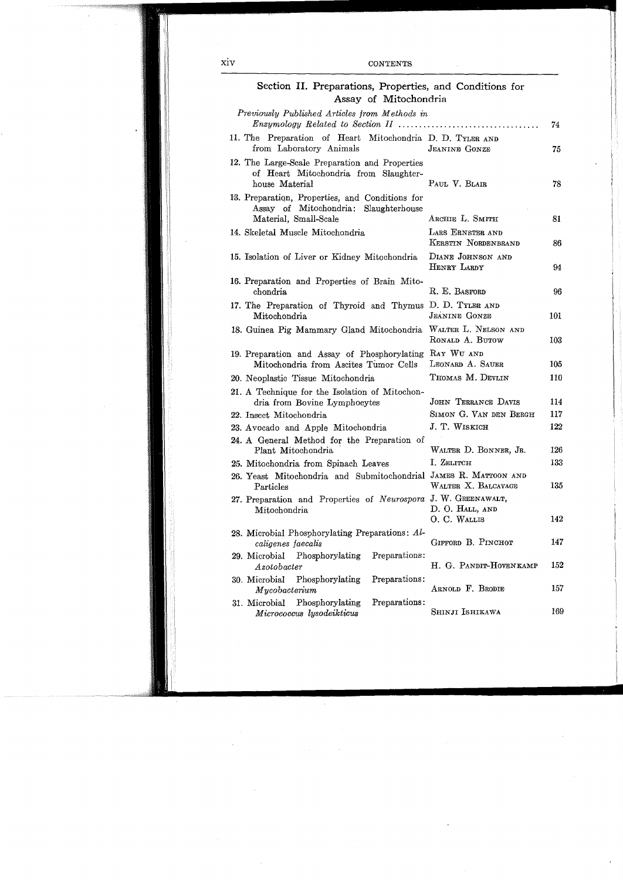## Section II. Preparations, Properties, and Conditions for Assay of Mitochondria

| | | |
|---|---|---|
| *Previously Published Articles from Methods in Enzymology Related to Section II* | | 74 |
| 11. The Preparation of Heart Mitochondria from Laboratory Animals | D. D. Tyler and Jeanine Gonze | 75 |
| 12. The Large-Scale Preparation and Properties of Heart Mitochondria from Slaughterhouse Material | Paul V. Blair | 78 |
| 13. Preparation, Properties, and Conditions for Assay of Mitochondria: Slaughterhouse Material, Small-Scale | Archie L. Smith | 81 |
| 14. Skeletal Muscle Mitochondria | Lars Ernster and Kerstin Nordenbrand | 86 |
| 15. Isolation of Liver or Kidney Mitochondria | Diane Johnson and Henry Lardy | 94 |
| 16. Preparation and Properties of Brain Mitochondria | R. E. Basford | 96 |
| 17. The Preparation of Thyroid and Thymus Mitochondria | D. D. Tyler and Jeanine Gonze | 101 |
| 18. Guinea Pig Mammary Gland Mitochondria | Walter L. Nelson and Ronald A. Butow | 103 |
| 19. Preparation and Assay of Phosphorylating Mitochondria from Ascites Tumor Cells | Ray Wu and Leonard A. Sauer | 105 |
| 20. Neoplastic Tissue Mitochondria | Thomas M. Devlin | 110 |
| 21. A Technique for the Isolation of Mitochondria from Bovine Lymphocytes | John Terrance Davis | 114 |
| 22. Insect Mitochondria | Simon G. Van den Bergh | 117 |
| 23. Avocado and Apple Mitochondria | J. T. Wiskich | 122 |
| 24. A General Method for the Preparation of Plant Mitochondria | Walter D. Bonner, Jr. | 126 |
| 25. Mitochondria from Spinach Leaves | I. Zelitch | 133 |
| 26. Yeast Mitochondria and Submitochondrial Particles | James R. Mattoon and Walter X. Balcavage | 135 |
| 27. Preparation and Properties of *Neurospora* Mitochondria | J. W. Greenawalt, D. O. Hall, and O. C. Wallis | 142 |
| 28. Microbial Phosphorylating Preparations: *Alcaligenes faecalis* | Gifford B. Pinchot | 147 |
| 29. Microbial Phosphorylating Preparations: *Azotobacter* | H. G. Pandit-Hovenkamp | 152 |
| 30. Microbial Phosphorylating Preparations: *Mycobacterium* | Arnold F. Brodie | 157 |
| 31. Microbial Phosphorylating Preparations: *Micrococcus lysodeikticus* | Shinji Ishikawa | 169 |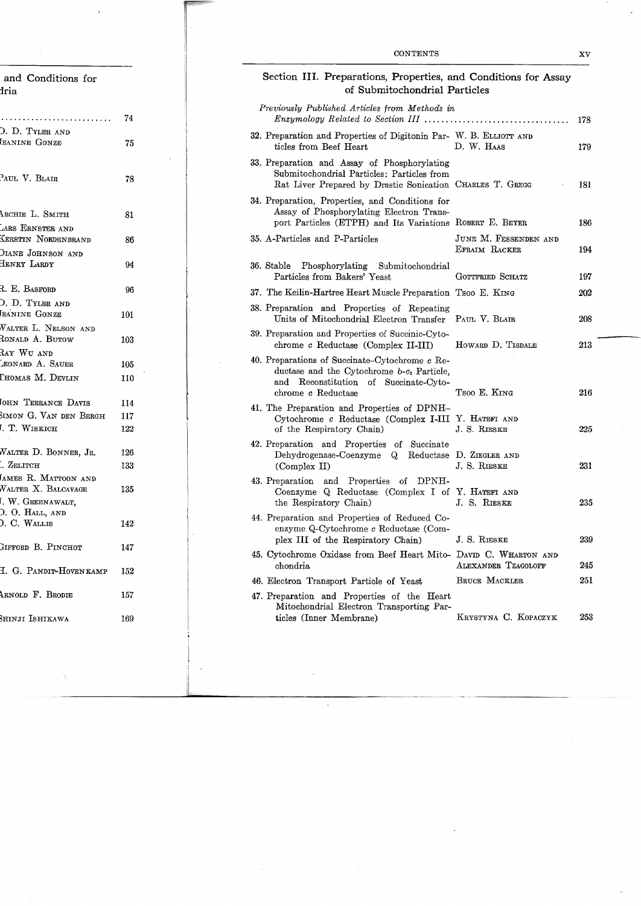## Section III. Preparations, Properties, and Conditions for Assay of Submitochondrial Particles

| | | |
|---|---|---|
| *Previously Published Articles from Methods in Enzymology Related to Section III* | | 178 |
| 32. Preparation and Properties of Digitonin Particles from Beef Heart | W. B. Elliott and D. W. Haas | 179 |
| 33. Preparation and Assay of Phosphorylating Submitochondrial Particles: Particles from Rat Liver Prepared by Drastic Sonication | Charles T. Gregg | 181 |
| 34. Preparation, Properties, and Conditions for Assay of Phosphorylating Electron Transport Particles (ETPH) and Its Variations | Robert E. Beyer | 186 |
| 35. A-Particles and P-Particles | June M. Fessenden and Efraim Racker | 194 |
| 36. Stable Phosphorylating Submitochondrial Particles from Bakers' Yeast | Gottfried Schatz | 197 |
| 37. The Keilin-Hartree Heart Muscle Preparation | Tsoo E. King | 202 |
| 38. Preparation and Properties of Repeating Units of Mitochondrial Electron Transfer | Paul V. Blair | 208 |
| 39. Preparation and Properties of Succinic-Cytochrome $c$ Reductase (Complex II-III) | Howard D. Tisdale | 213 |
| 40. Preparations of Succinate–Cytochrome $c$ Reductase and the Cytochrome $b$-$c_1$ Particle, and Reconstitution of Succinate-Cytochrome $c$ Reductase | Tsoo E. King | 216 |
| 41. The Preparation and Properties of DPNH–Cytochrome $c$ Reductase (Complex I-III of the Respiratory Chain) | Y. Hatefi and J. S. Rieske | 225 |
| 42. Preparation and Properties of Succinate Dehydrogenase-Coenzyme Q Reductase (Complex II) | D. Ziegler and J. S. Rieske | 231 |
| 43. Preparation and Properties of DPNH-Coenzyme Q Reductase (Complex I of the Respiratory Chain) | Y. Hatefi and J. S. Rieske | 235 |
| 44. Preparation and Properties of Reduced Coenzyme Q-Cytochrome $c$ Reductase (Complex III of the Respiratory Chain) | J. S. Rieske | 239 |
| 45. Cytochrome Oxidase from Beef Heart Mitochondria | David C. Wharton and Alexander Tzagoloff | 245 |
| 46. Electron Transport Particle of Yeast | Bruce Mackler | 251 |
| 47. Preparation and Properties of the Heart Mitochondrial Electron Transporting Particles (Inner Membrane) | Krystyna C. Kopaczyk | 253 |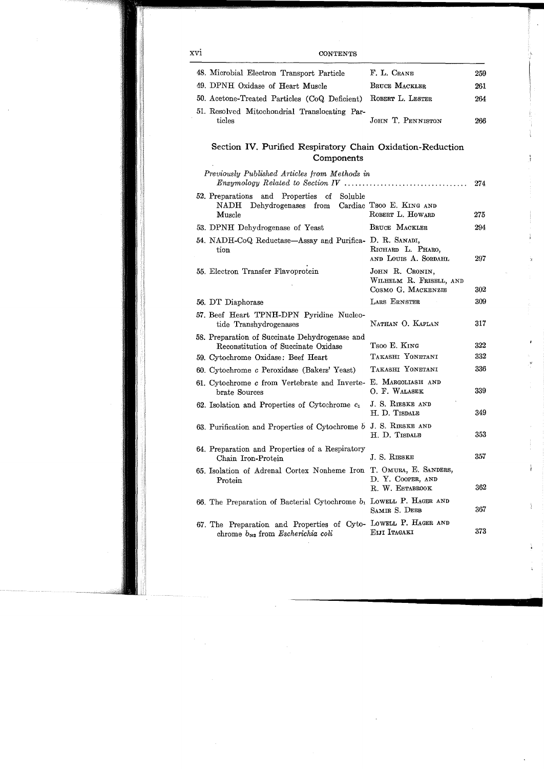| | | |
|---|---|---|
| 48. Microbial Electron Transport Particle | F. L. Crane | 259 |
| 49. DPNH Oxidase of Heart Muscle | Bruce Mackler | 261 |
| 50. Acetone-Treated Particles (CoQ Deficient) | Robert L. Lester | 264 |
| 51. Resolved Mitochondrial Translocating Particles | John T. Penniston | 266 |

## Section IV. Purified Respiratory Chain Oxidation-Reduction Components

| | | |
|---|---|---|
| *Previously Published Articles from Methods in Enzymology Related to Section IV* | | 274 |
| 52. Preparations and Properties of Soluble NADH Dehydrogenases from Cardiac Muscle | Tsoo E. King and Robert L. Howard | 275 |
| 53. DPNH Dehydrogenase of Yeast | Bruce Mackler | 294 |
| 54. NADH-CoQ Reductase—Assay and Purification | D. R. Sanadi, Richard L. Pharo, and Louis A. Sordahl | 297 |
| 55. Electron Transfer Flavoprotein | John R. Cronin, Wilhelm R. Frisell, and Cosmo G. Mackenzie | 302 |
| 56. DT Diaphorase | Lars Ernster | 309 |
| 57. Beef Heart TPNH-DPN Pyridine Nucleotide Transhydrogenases | Nathan O. Kaplan | 317 |
| 58. Preparation of Succinate Dehydrogenase and Reconstitution of Succinate Oxidase | Tsoo E. King | 322 |
| 59. Cytochrome Oxidase: Beef Heart | Takashi Yonetani | 332 |
| 60. Cytochrome *c* Peroxidase (Bakers' Yeast) | Takashi Yonetani | 336 |
| 61. Cytochrome *c* from Vertebrate and Invertebrate Sources | E. Margoliash and O. F. Walasek | 339 |
| 62. Isolation and Properties of Cytochrome $c_1$ | J. S. Rieske and H. D. Tisdale | 349 |
| 63. Purification and Properties of Cytochrome *b* | J. S. Rieske and H. D. Tisdale | 353 |
| 64. Preparation and Properties of a Respiratory Chain Iron-Protein | J. S. Rieske | 357 |
| 65. Isolation of Adrenal Cortex Nonheme Iron Protein | T. Omura, E. Sanders, D. Y. Cooper, and R. W. Estabrook | 362 |
| 66. The Preparation of Bacterial Cytochrome $b_1$ | Lowell P. Hager and Samir S. Deeb | 367 |
| 67. The Preparation and Properties of Cytochrome $b_{562}$ from *Escherichia coli* | Lowell P. Hager and Eiji Itagaki | 373 |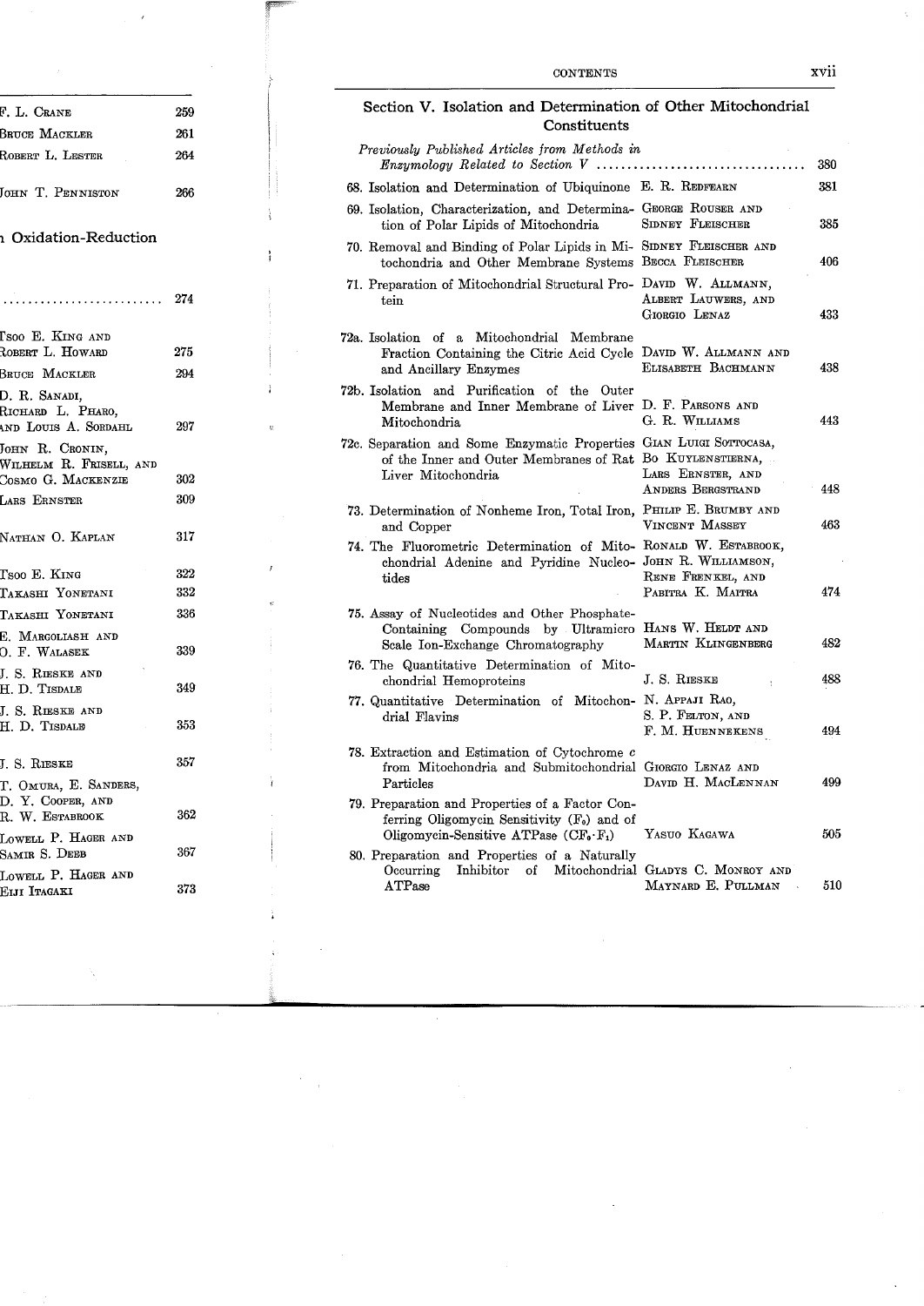| | |
|---|---|
| F. L. Crane | 259 |
| Bruce Mackler | 261 |
| Robert L. Lester | 264 |
| John T. Penniston | 266 |

n Oxidation-Reduction

| | |
|---|---|
| .......................... | 274 |
| Tsoo E. King and Robert L. Howard | 275 |
| Bruce Mackler | 294 |
| D. R. Sanadi, Richard L. Pharo, and Louis A. Sordahl | 297 |
| John R. Cronin, Wilhelm R. Frisell, and Cosmo G. Mackenzie | 302 |
| Lars Ernster | 309 |
| Nathan O. Kaplan | 317 |
| Tsoo E. King | 322 |
| Takashi Yonetani | 332 |
| Takashi Yonetani | 336 |
| E. Margoliash and O. F. Walasek | 339 |
| J. S. Rieske and H. D. Tisdale | 349 |
| J. S. Rieske and H. D. Tisdale | 353 |
| J. S. Rieske | 357 |
| T. Omura, E. Sanders, D. Y. Cooper, and R. W. Estabrook | 362 |
| Lowell P. Hager and Samir S. Deeb | 367 |
| Lowell P. Hager and Eiji Itagaki | 373 |

## Section V. Isolation and Determination of Other Mitochondrial Constituents

| | | |
|---|---|---|
| *Previously Published Articles from Methods in Enzymology Related to Section V* .................................. | | 380 |
| 68. Isolation and Determination of Ubiquinone | E. R. Redfearn | 381 |
| 69. Isolation, Characterization, and Determination of Polar Lipids of Mitochondria | George Rouser and Sidney Fleischer | 385 |
| 70. Removal and Binding of Polar Lipids in Mitochondria and Other Membrane Systems | Sidney Fleischer and Becca Fleischer | 406 |
| 71. Preparation of Mitochondrial Structural Protein | David W. Allmann, Albert Lauwers, and Giorgio Lenaz | 433 |
| 72a. Isolation of a Mitochondrial Membrane Fraction Containing the Citric Acid Cycle and Ancillary Enzymes | David W. Allmann and Elisabeth Bachmann | 438 |
| 72b. Isolation and Purification of the Outer Membrane and Inner Membrane of Liver Mitochondria | D. F. Parsons and G. R. Williams | 443 |
| 72c. Separation and Some Enzymatic Properties of the Inner and Outer Membranes of Rat Liver Mitochondria | Gian Luigi Sottocasa, Bo Kuylenstierna, Lars Ernster, and Anders Bergstrand | 448 |
| 73. Determination of Nonheme Iron, Total Iron, and Copper | Philip E. Brumby and Vincent Massey | 463 |
| 74. The Fluorometric Determination of Mitochondrial Adenine and Pyridine Nucleotides | Ronald W. Estabrook, John R. Williamson, Rene Frenkel, and Pabitra K. Maitra | 474 |
| 75. Assay of Nucleotides and Other Phosphate-Containing Compounds by Ultramicro Scale Ion-Exchange Chromatography | Hans W. Heldt and Martin Klingenberg | 482 |
| 76. The Quantitative Determination of Mitochondrial Hemoproteins | J. S. Rieske | 488 |
| 77. Quantitative Determination of Mitochondrial Flavins | N. Appaji Rao, S. P. Felton, and F. M. Huennekens | 494 |
| 78. Extraction and Estimation of Cytochrome *c* from Mitochondria and Submitochondrial Particles | Giorgio Lenaz and David H. MacLennan | 499 |
| 79. Preparation and Properties of a Factor Conferring Oligomycin Sensitivity ($F_0$) and of Oligomycin-Sensitive ATPase ($CF_0 \cdot F_1$) | Yasuo Kagawa | 505 |
| 80. Preparation and Properties of a Naturally Occurring Inhibitor of Mitochondrial ATPase | Gladys C. Monroy and Maynard E. Pullman | 510 |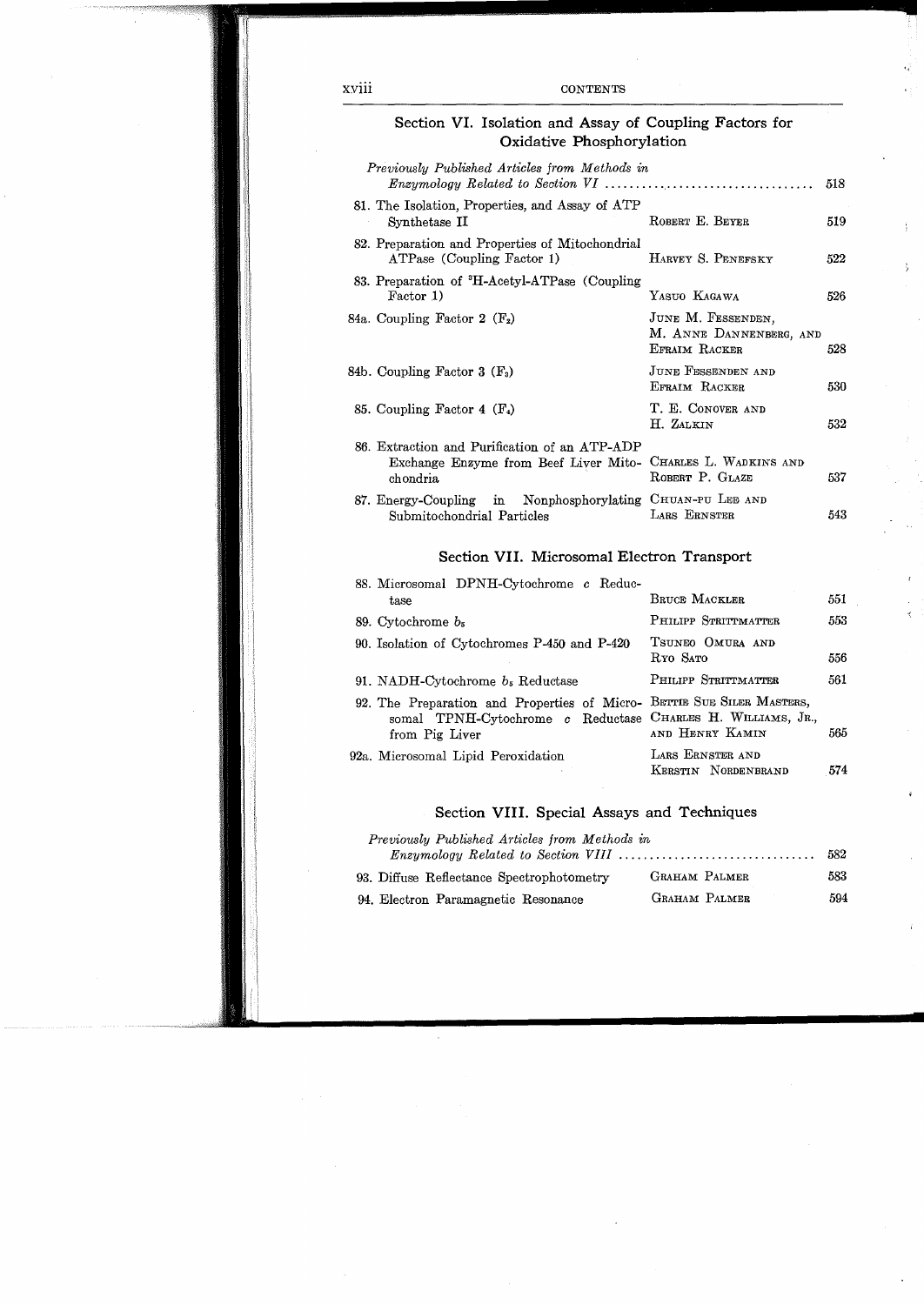## Section VI. Isolation and Assay of Coupling Factors for Oxidative Phosphorylation

| | | |
|---|---|---|
| *Previously Published Articles from Methods in Enzymology Related to Section VI* | | 518 |
| 81. The Isolation, Properties, and Assay of ATP Synthetase II | Robert E. Beyer | 519 |
| 82. Preparation and Properties of Mitochondrial ATPase (Coupling Factor 1) | Harvey S. Penefsky | 522 |
| 83. Preparation of $^{3}$H-Acetyl-ATPase (Coupling Factor 1) | Yasuo Kagawa | 526 |
| 84a. Coupling Factor 2 ($F_2$) | June M. Fessenden, M. Anne Dannenberg, and Efraim Racker | 528 |
| 84b. Coupling Factor 3 ($F_3$) | June Fessenden and Efraim Racker | 530 |
| 85. Coupling Factor 4 ($F_4$) | T. E. Conover and H. Zalkin | 532 |
| 86. Extraction and Purification of an ATP-ADP Exchange Enzyme from Beef Liver Mitochondria | Charles L. Wadkins and Robert P. Glaze | 537 |
| 87. Energy-Coupling in Nonphosphorylating Submitochondrial Particles | Chuan-pu Lee and Lars Ernster | 543 |

## Section VII. Microsomal Electron Transport

| | | |
|---|---|---|
| 88. Microsomal DPNH-Cytochrome *c* Reductase | Bruce Mackler | 551 |
| 89. Cytochrome $b_5$ | Philipp Strittmatter | 553 |
| 90. Isolation of Cytochromes P-450 and P-420 | Tsuneo Omura and Ryo Sato | 556 |
| 91. NADH-Cytochrome $b_5$ Reductase | Philipp Strittmatter | 561 |
| 92. The Preparation and Properties of Microsomal TPNH-Cytochrome *c* Reductase from Pig Liver | Bettie Sue Siler Masters, Charles H. Williams, Jr., and Henry Kamin | 565 |
| 92a. Microsomal Lipid Peroxidation | Lars Ernster and Kerstin Nordenbrand | 574 |

## Section VIII. Special Assays and Techniques

| | | |
|---|---|---|
| *Previously Published Articles from Methods in Enzymology Related to Section VIII* | | 582 |
| 93. Diffuse Reflectance Spectrophotometry | Graham Palmer | 583 |
| 94. Electron Paramagnetic Resonance | Graham Palmer | 594 |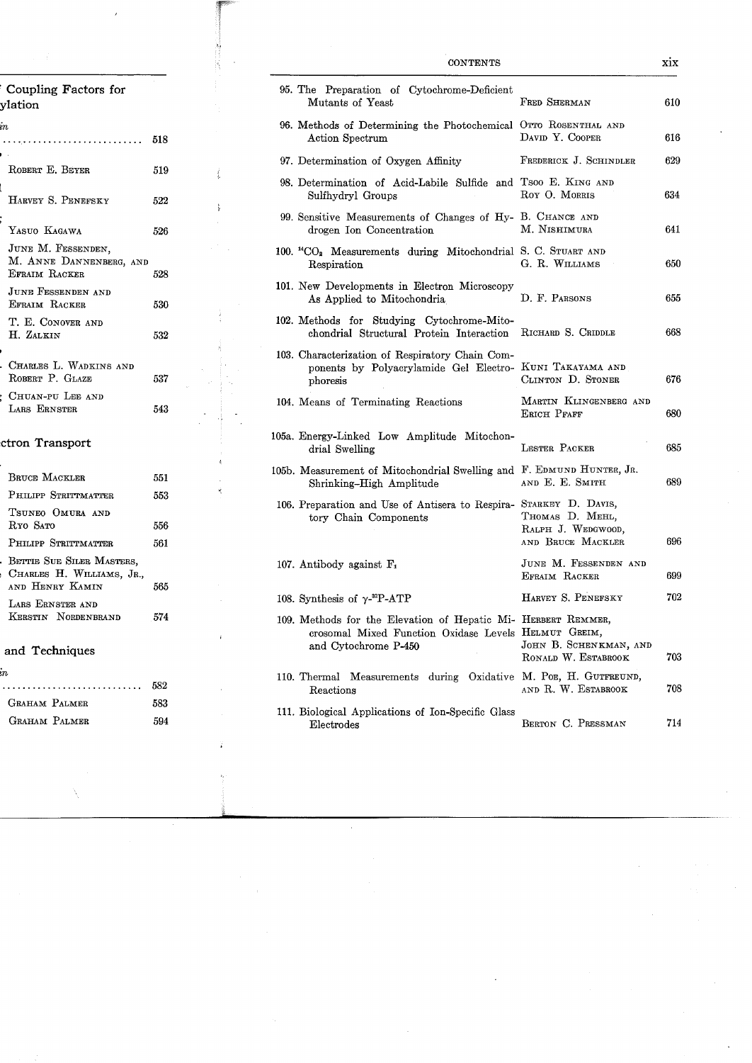| | | |
|---|---|---|
| 95. The Preparation of Cytochrome-Deficient Mutants of Yeast | Fred Sherman | 610 |
| 96. Methods of Determining the Photochemical Action Spectrum | Otto Rosenthal and David Y. Cooper | 616 |
| 97. Determination of Oxygen Affinity | Frederick J. Schindler | 629 |
| 98. Determination of Acid-Labile Sulfide and Sulfhydryl Groups | Tsoo E. King and Roy O. Morris | 634 |
| 99. Sensitive Measurements of Changes of Hydrogen Ion Concentration | B. Chance and M. Nishimura | 641 |
| 100. $^{14}CO_2$ Measurements during Mitochondrial Respiration | S. C. Stuart and G. R. Williams | 650 |
| 101. New Developments in Electron Microscopy As Applied to Mitochondria | D. F. Parsons | 655 |
| 102. Methods for Studying Cytochrome-Mitochondrial Structural Protein Interaction | Richard S. Criddle | 668 |
| 103. Characterization of Respiratory Chain Components by Polyacrylamide Gel Electrophoresis | Kuni Takayama and Clinton D. Stoner | 676 |
| 104. Means of Terminating Reactions | Martin Klingenberg and Erich Pfaff | 680 |
| 105a. Energy-Linked Low Amplitude Mitochondrial Swelling | Lester Packer | 685 |
| 105b. Measurement of Mitochondrial Swelling and Shrinking–High Amplitude | F. Edmund Hunter, Jr. and E. E. Smith | 689 |
| 106. Preparation and Use of Antisera to Respiratory Chain Components | Starkey D. Davis, Thomas D. Mehl, Ralph J. Wedgwood, and Bruce Mackler | 696 |
| 107. Antibody against $F_1$ | June M. Fessenden and Efraim Racker | 699 |
| 108. Synthesis of $\gamma$-$^{32}$P-ATP | Harvey S. Penefsky | 702 |
| 109. Methods for the Elevation of Hepatic Microsomal Mixed Function Oxidase Levels and Cytochrome P-450 | Herbert Remmer, Helmut Greim, John B. Schenkman, and Ronald W. Estabrook | 703 |
| 110. Thermal Measurements during Oxidative Reactions | M. Poe, H. Gutfreund, and R. W. Estabrook | 708 |
| 111. Biological Applications of Ion-Specific Glass Electrodes | Berton C. Pressman | 714 |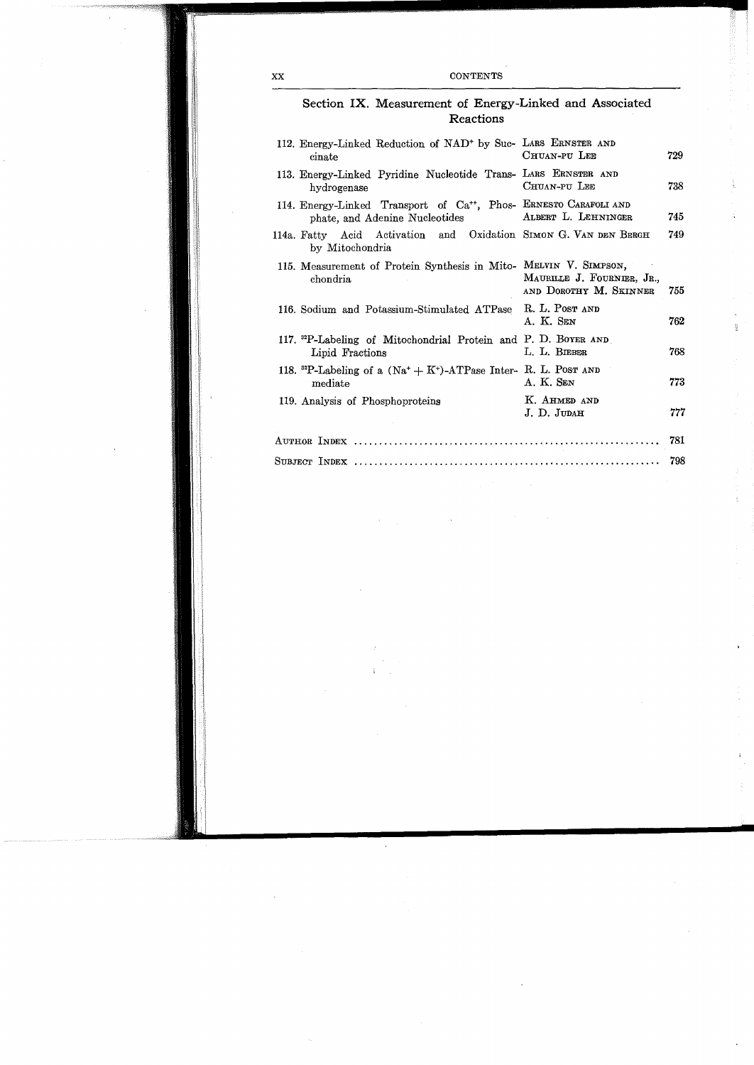## Section IX. Measurement of Energy-Linked and Associated Reactions

| | | |
|---|---|---|
| 112. Energy-Linked Reduction of $NAD^+$ by Succinate | Lars Ernster and Chuan-pu Lee | 729 |
| 113. Energy-Linked Pyridine Nucleotide Transhydrogenase | Lars Ernster and Chuan-pu Lee | 738 |
| 114. Energy-Linked Transport of $Ca^{++}$, Phosphate, and Adenine Nucleotides | Ernesto Carafoli and Albert L. Lehninger | 745 |
| 114a. Fatty Acid Activation and Oxidation by Mitochondria | Simon G. van den Bergh | 749 |
| 115. Measurement of Protein Synthesis in Mitochondria | Melvin V. Simpson, Maurille J. Fournier, Jr., and Dorothy M. Skinner | 755 |
| 116. Sodium and Potassium-Stimulated ATPase | R. L. Post and A. K. Sen | 762 |
| 117. $^{32}P$-Labeling of Mitochondrial Protein and Lipid Fractions | P. D. Boyer and L. L. Bieber | 768 |
| 118. $^{32}P$-Labeling of a $(Na^+ + K^+)$-ATPase Intermediate | R. L. Post and A. K. Sen | 773 |
| 119. Analysis of Phosphoproteins | K. Ahmed and J. D. Judah | 777 |

Author Index .......... 781

Subject Index .......... 798